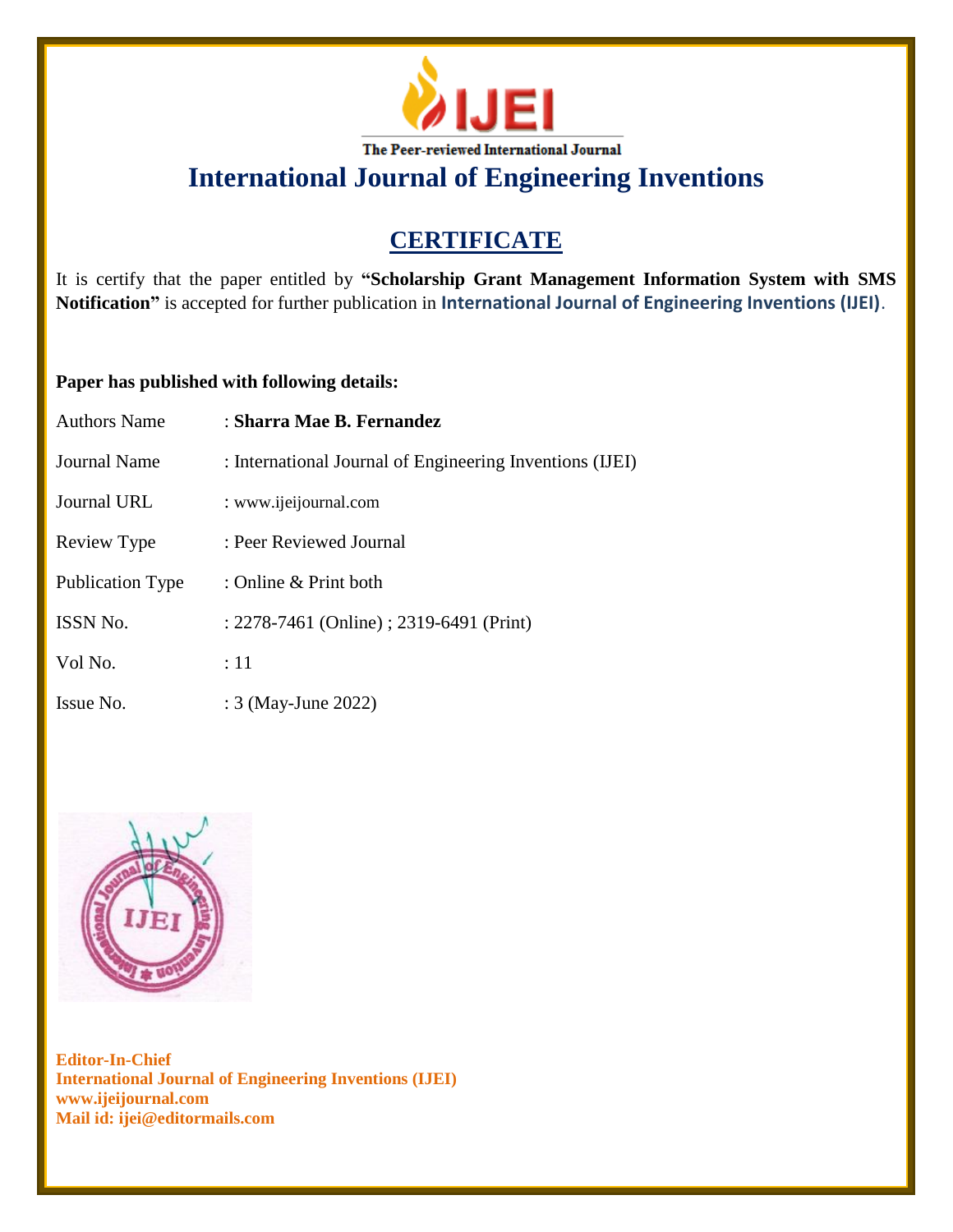IJEI

The Peer-reviewed International Journal

# International Journal of Engineering Inventions

## CERTIFICATE

It is certify that the paper entitled by **"Scholarship Grant Management Information System with SMS Notification"** is accepted for further publication in **International Journal of Engineering Inventions (IJEI)**.

**Paper has published with following details:**

| | |
|---|---|
| Authors Name | : **Sharra Mae B. Fernandez** |
| Journal Name | : International Journal of Engineering Inventions (IJEI) |
| Journal URL | : www.ijeijournal.com |
| Review Type | : Peer Reviewed Journal |
| Publication Type | : Online & Print both |
| ISSN No. | : 2278-7461 (Online) ; 2319-6491 (Print) |
| Vol No. | : 11 |
| Issue No. | : 3 (May-June 2022) |

**Editor-In-Chief**
**International Journal of Engineering Inventions (IJEI)**
**www.ijeijournal.com**
**Mail id: ijei@editormails.com**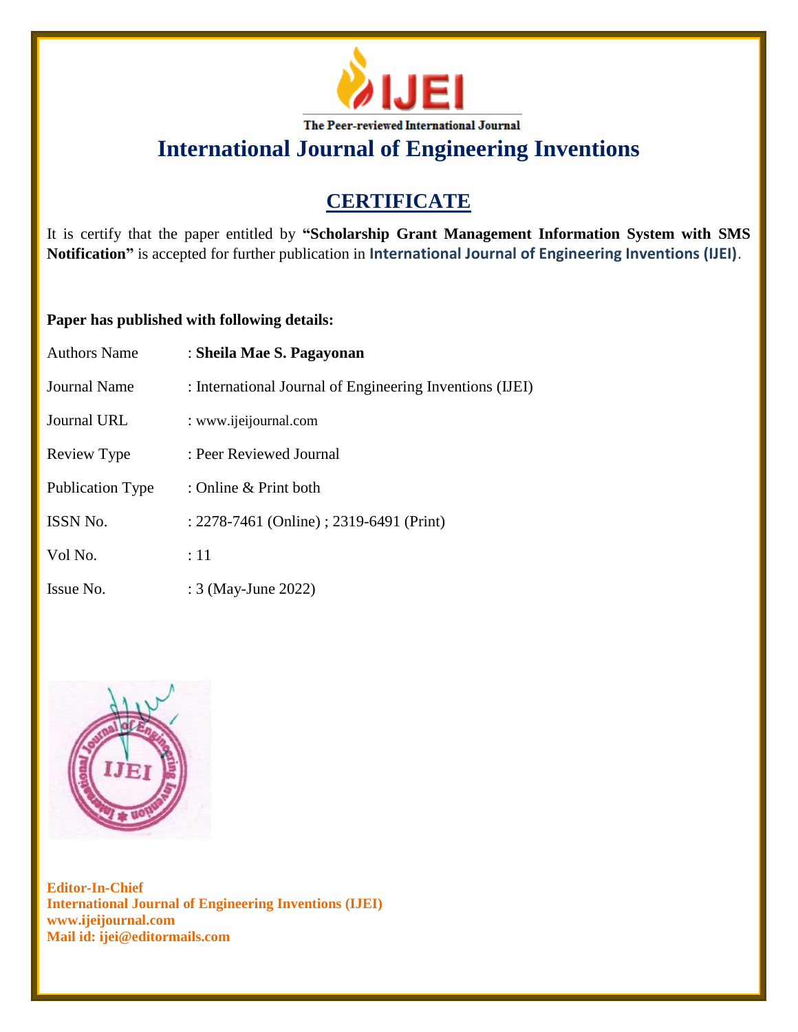The Peer-reviewed International Journal

# International Journal of Engineering Inventions

## CERTIFICATE

It is certify that the paper entitled by **"Scholarship Grant Management Information System with SMS Notification"** is accepted for further publication in **International Journal of Engineering Inventions (IJEI)**.

**Paper has published with following details:**

| | |
|---|---|
| Authors Name | : **Sheila Mae S. Pagayonan** |
| Journal Name | : International Journal of Engineering Inventions (IJEI) |
| Journal URL | : www.ijeijournal.com |
| Review Type | : Peer Reviewed Journal |
| Publication Type | : Online & Print both |
| ISSN No. | : 2278-7461 (Online) ; 2319-6491 (Print) |
| Vol No. | : 11 |
| Issue No. | : 3 (May-June 2022) |

**Editor-In-Chief**
**International Journal of Engineering Inventions (IJEI)**
**www.ijeijournal.com**
**Mail id: ijei@editormails.com**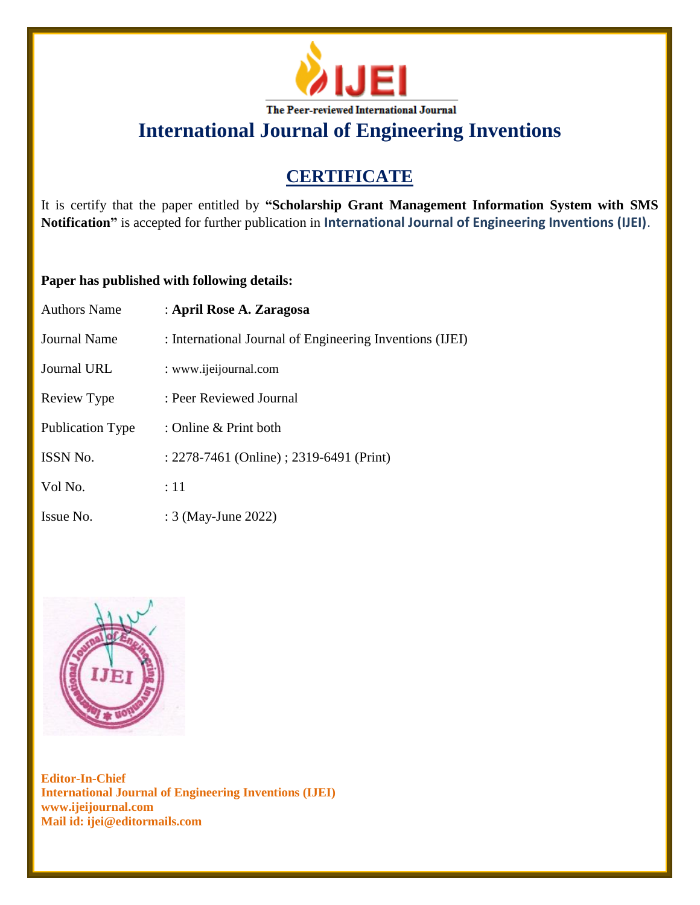IJEI

The Peer-reviewed International Journal

# International Journal of Engineering Inventions

## CERTIFICATE

It is certify that the paper entitled by **"Scholarship Grant Management Information System with SMS Notification"** is accepted for further publication in **International Journal of Engineering Inventions (IJEI)**.

**Paper has published with following details:**

| | |
|---|---|
| Authors Name | : **April Rose A. Zaragosa** |
| Journal Name | : International Journal of Engineering Inventions (IJEI) |
| Journal URL | : www.ijeijournal.com |
| Review Type | : Peer Reviewed Journal |
| Publication Type | : Online & Print both |
| ISSN No. | : 2278-7461 (Online) ; 2319-6491 (Print) |
| Vol No. | : 11 |
| Issue No. | : 3 (May-June 2022) |

**Editor-In-Chief**
**International Journal of Engineering Inventions (IJEI)**
**www.ijeijournal.com**
**Mail id: ijei@editormails.com**